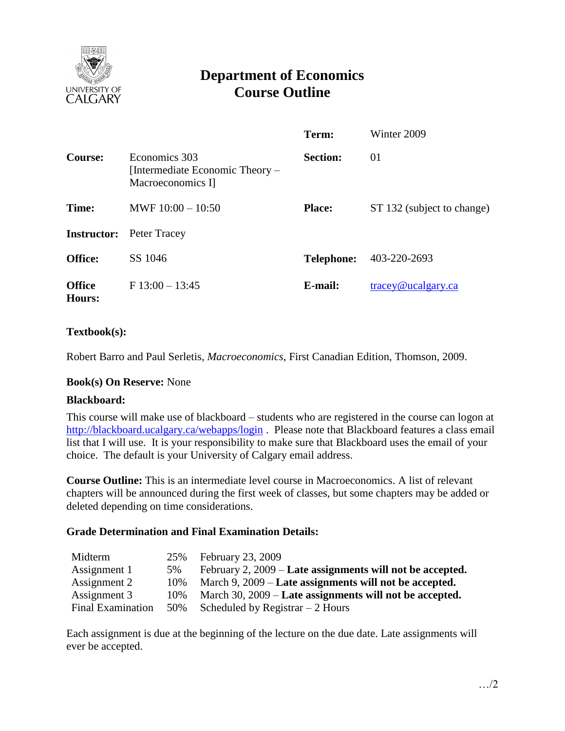# Department of Economics
# Course Outline

| | | | |
|---|---|---|---|
| | | **Term:** | Winter 2009 |
| **Course:** | Economics 303 [Intermediate Economic Theory – Macroeconomics I] | **Section:** | 01 |
| **Time:** | MWF 10:00 – 10:50 | **Place:** | ST 132 (subject to change) |
| **Instructor:** | Peter Tracey | | |
| **Office:** | SS 1046 | **Telephone:** | 403-220-2693 |
| **Office Hours:** | F 13:00 – 13:45 | **E-mail:** | tracey@ucalgary.ca |

**Textbook(s):**

Robert Barro and Paul Serletis, *Macroeconomics,* First Canadian Edition, Thomson, 2009.

**Book(s) On Reserve:** None

**Blackboard:**

This course will make use of blackboard – students who are registered in the course can logon at http://blackboard.ucalgary.ca/webapps/login . Please note that Blackboard features a class email list that I will use. It is your responsibility to make sure that Blackboard uses the email of your choice. The default is your University of Calgary email address.

**Course Outline:** This is an intermediate level course in Macroeconomics. A list of relevant chapters will be announced during the first week of classes, but some chapters may be added or deleted depending on time considerations.

**Grade Determination and Final Examination Details:**

| | | |
|---|---|---|
| Midterm | 25% | February 23, 2009 |
| Assignment 1 | 5% | February 2, 2009 – **Late assignments will not be accepted.** |
| Assignment 2 | 10% | March 9, 2009 – **Late assignments will not be accepted.** |
| Assignment 3 | 10% | March 30, 2009 – **Late assignments will not be accepted.** |
| Final Examination | 50% | Scheduled by Registrar – 2 Hours |

Each assignment is due at the beginning of the lecture on the due date. Late assignments will ever be accepted.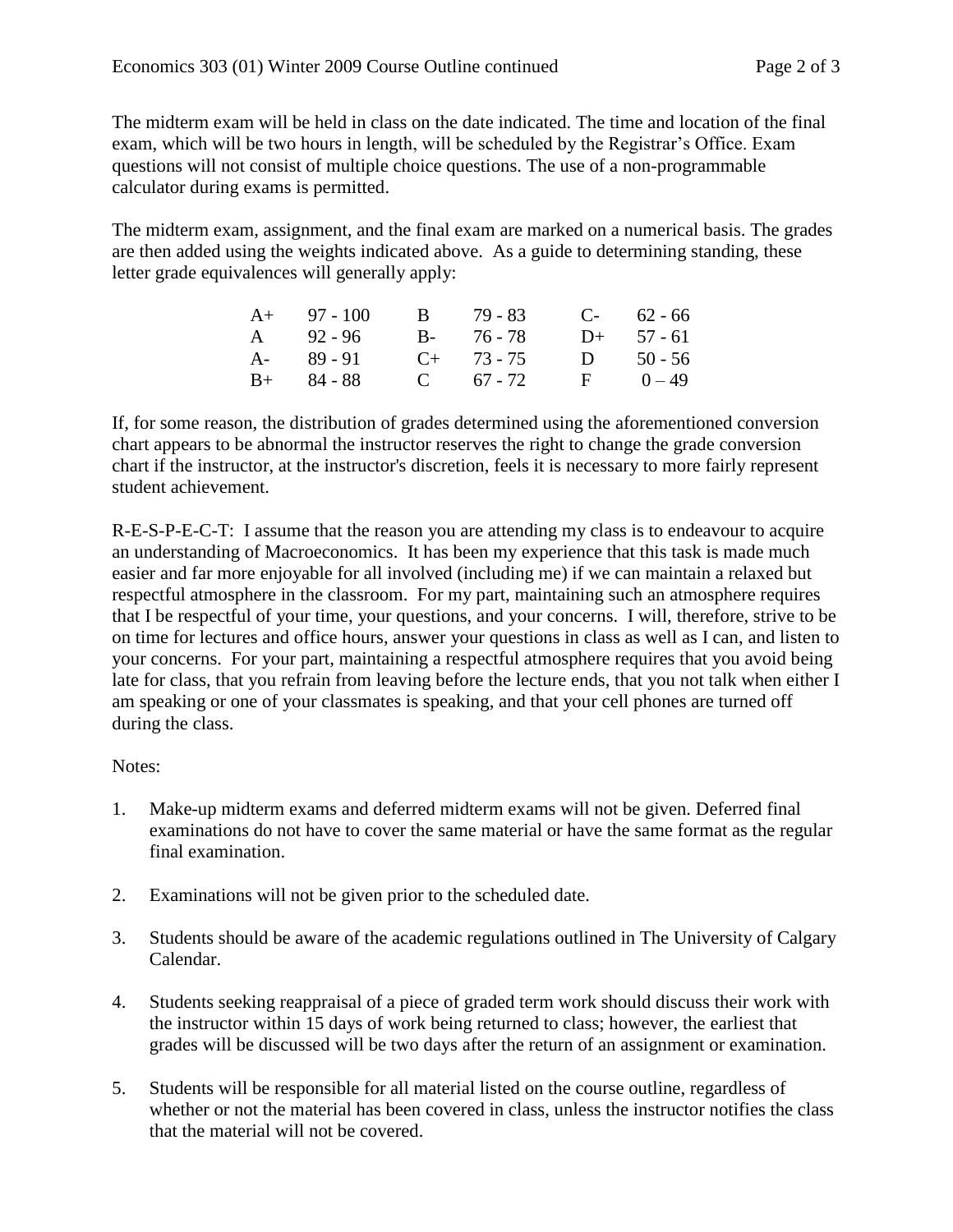The midterm exam will be held in class on the date indicated. The time and location of the final exam, which will be two hours in length, will be scheduled by the Registrar's Office. Exam questions will not consist of multiple choice questions. The use of a non-programmable calculator during exams is permitted.

The midterm exam, assignment, and the final exam are marked on a numerical basis. The grades are then added using the weights indicated above. As a guide to determining standing, these letter grade equivalences will generally apply:

| | | | | | |
|---|---|---|---|---|---|
| A+ | 97 - 100 | B | 79 - 83 | C- | 62 - 66 |
| A | 92 - 96 | B- | 76 - 78 | D+ | 57 - 61 |
| A- | 89 - 91 | C+ | 73 - 75 | D | 50 - 56 |
| B+ | 84 - 88 | C | 67 - 72 | F | 0 – 49 |

If, for some reason, the distribution of grades determined using the aforementioned conversion chart appears to be abnormal the instructor reserves the right to change the grade conversion chart if the instructor, at the instructor's discretion, feels it is necessary to more fairly represent student achievement.

R-E-S-P-E-C-T: I assume that the reason you are attending my class is to endeavour to acquire an understanding of Macroeconomics. It has been my experience that this task is made much easier and far more enjoyable for all involved (including me) if we can maintain a relaxed but respectful atmosphere in the classroom. For my part, maintaining such an atmosphere requires that I be respectful of your time, your questions, and your concerns. I will, therefore, strive to be on time for lectures and office hours, answer your questions in class as well as I can, and listen to your concerns. For your part, maintaining a respectful atmosphere requires that you avoid being late for class, that you refrain from leaving before the lecture ends, that you not talk when either I am speaking or one of your classmates is speaking, and that your cell phones are turned off during the class.

Notes:

1. Make-up midterm exams and deferred midterm exams will not be given. Deferred final examinations do not have to cover the same material or have the same format as the regular final examination.

2. Examinations will not be given prior to the scheduled date.

3. Students should be aware of the academic regulations outlined in The University of Calgary Calendar.

4. Students seeking reappraisal of a piece of graded term work should discuss their work with the instructor within 15 days of work being returned to class; however, the earliest that grades will be discussed will be two days after the return of an assignment or examination.

5. Students will be responsible for all material listed on the course outline, regardless of whether or not the material has been covered in class, unless the instructor notifies the class that the material will not be covered.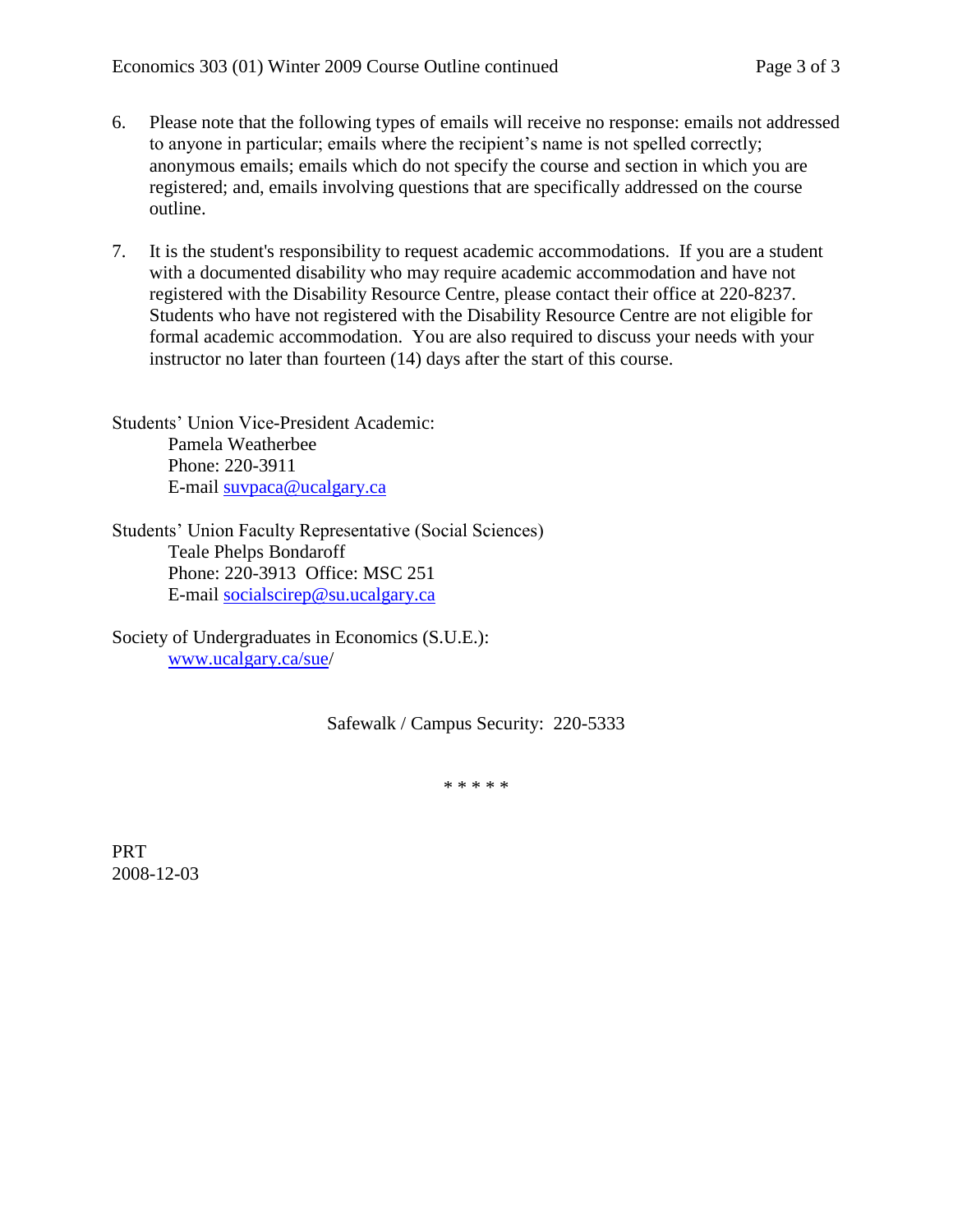6. Please note that the following types of emails will receive no response: emails not addressed to anyone in particular; emails where the recipient's name is not spelled correctly; anonymous emails; emails which do not specify the course and section in which you are registered; and, emails involving questions that are specifically addressed on the course outline.

7. It is the student's responsibility to request academic accommodations. If you are a student with a documented disability who may require academic accommodation and have not registered with the Disability Resource Centre, please contact their office at 220-8237. Students who have not registered with the Disability Resource Centre are not eligible for formal academic accommodation. You are also required to discuss your needs with your instructor no later than fourteen (14) days after the start of this course.

Students' Union Vice-President Academic:
Pamela Weatherbee
Phone: 220-3911
E-mail suvpaca@ucalgary.ca

Students' Union Faculty Representative (Social Sciences)
Teale Phelps Bondaroff
Phone: 220-3913 Office: MSC 251
E-mail socialscirep@su.ucalgary.ca

Society of Undergraduates in Economics (S.U.E.):
www.ucalgary.ca/sue/

Safewalk / Campus Security: 220-5333

* * * * *

PRT
2008-12-03